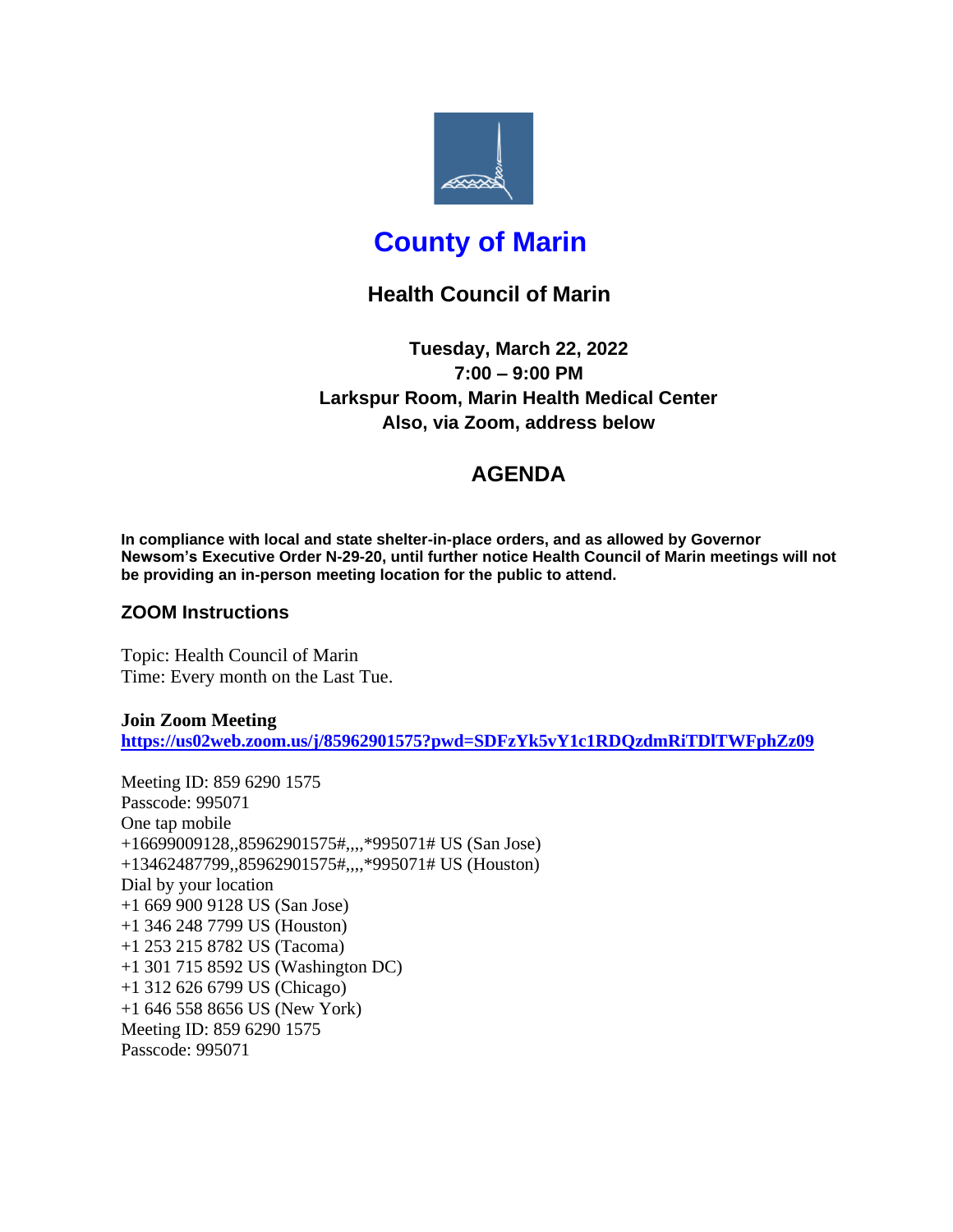# County of Marin

## Health Council of Marin

**Tuesday, March 22, 2022**
**7:00 – 9:00 PM**
**Larkspur Room, Marin Health Medical Center**
**Also, via Zoom, address below**

## AGENDA

**In compliance with local and state shelter-in-place orders, and as allowed by Governor Newsom's Executive Order N-29-20, until further notice Health Council of Marin meetings will not be providing an in-person meeting location for the public to attend.**

### ZOOM Instructions

Topic: Health Council of Marin
Time: Every month on the Last Tue.

**Join Zoom Meeting**
**https://us02web.zoom.us/j/85962901575?pwd=SDFzYk5vY1c1RDQzdmRiTDlTWFphZz09**

Meeting ID: 859 6290 1575
Passcode: 995071
One tap mobile
+16699009128,,85962901575#,,,,*995071# US (San Jose)
+13462487799,,85962901575#,,,,*995071# US (Houston)
Dial by your location
+1 669 900 9128 US (San Jose)
+1 346 248 7799 US (Houston)
+1 253 215 8782 US (Tacoma)
+1 301 715 8592 US (Washington DC)
+1 312 626 6799 US (Chicago)
+1 646 558 8656 US (New York)
Meeting ID: 859 6290 1575
Passcode: 995071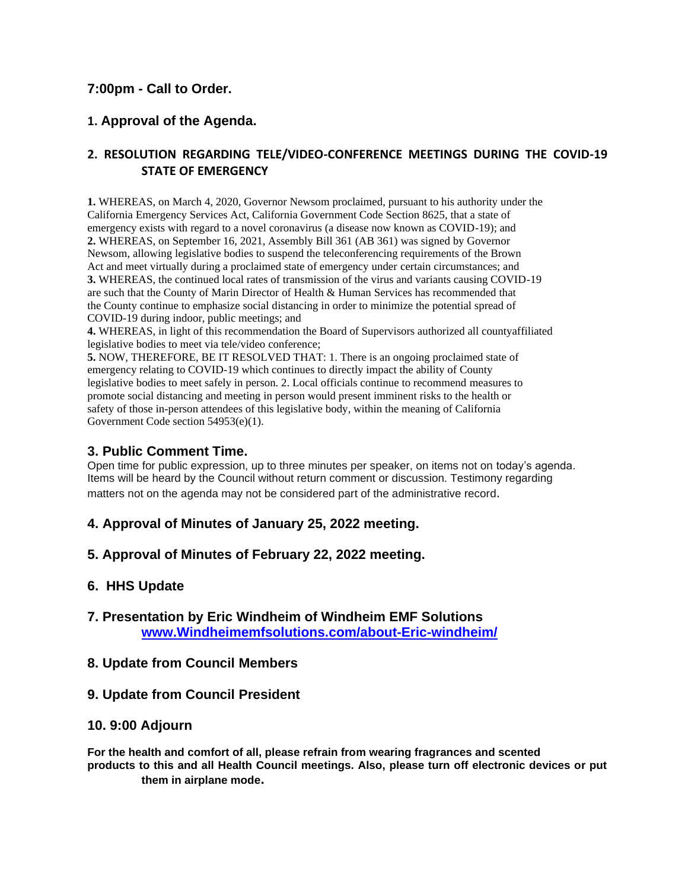### 7:00pm - Call to Order.

### 1. Approval of the Agenda.

### 2. RESOLUTION REGARDING TELE/VIDEO-CONFERENCE MEETINGS DURING THE COVID-19 STATE OF EMERGENCY

**1.** WHEREAS, on March 4, 2020, Governor Newsom proclaimed, pursuant to his authority under the California Emergency Services Act, California Government Code Section 8625, that a state of emergency exists with regard to a novel coronavirus (a disease now known as COVID-19); and
**2.** WHEREAS, on September 16, 2021, Assembly Bill 361 (AB 361) was signed by Governor Newsom, allowing legislative bodies to suspend the teleconferencing requirements of the Brown Act and meet virtually during a proclaimed state of emergency under certain circumstances; and
**3.** WHEREAS, the continued local rates of transmission of the virus and variants causing COVID-19 are such that the County of Marin Director of Health & Human Services has recommended that the County continue to emphasize social distancing in order to minimize the potential spread of COVID-19 during indoor, public meetings; and
**4.** WHEREAS, in light of this recommendation the Board of Supervisors authorized all countyaffiliated legislative bodies to meet via tele/video conference;
**5.** NOW, THEREFORE, BE IT RESOLVED THAT: 1. There is an ongoing proclaimed state of emergency relating to COVID-19 which continues to directly impact the ability of County legislative bodies to meet safely in person. 2. Local officials continue to recommend measures to promote social distancing and meeting in person would present imminent risks to the health or safety of those in-person attendees of this legislative body, within the meaning of California Government Code section 54953(e)(1).

### 3. Public Comment Time.

Open time for public expression, up to three minutes per speaker, on items not on today's agenda. Items will be heard by the Council without return comment or discussion. Testimony regarding matters not on the agenda may not be considered part of the administrative record.

### 4. Approval of Minutes of January 25, 2022 meeting.

### 5. Approval of Minutes of February 22, 2022 meeting.

### 6. HHS Update

### 7. Presentation by Eric Windheim of Windheim EMF Solutions

**www.Windheimemfsolutions.com/about-Eric-windheim/**

### 8. Update from Council Members

### 9. Update from Council President

### 10. 9:00 Adjourn

**For the health and comfort of all, please refrain from wearing fragrances and scented products to this and all Health Council meetings. Also, please turn off electronic devices or put them in airplane mode.**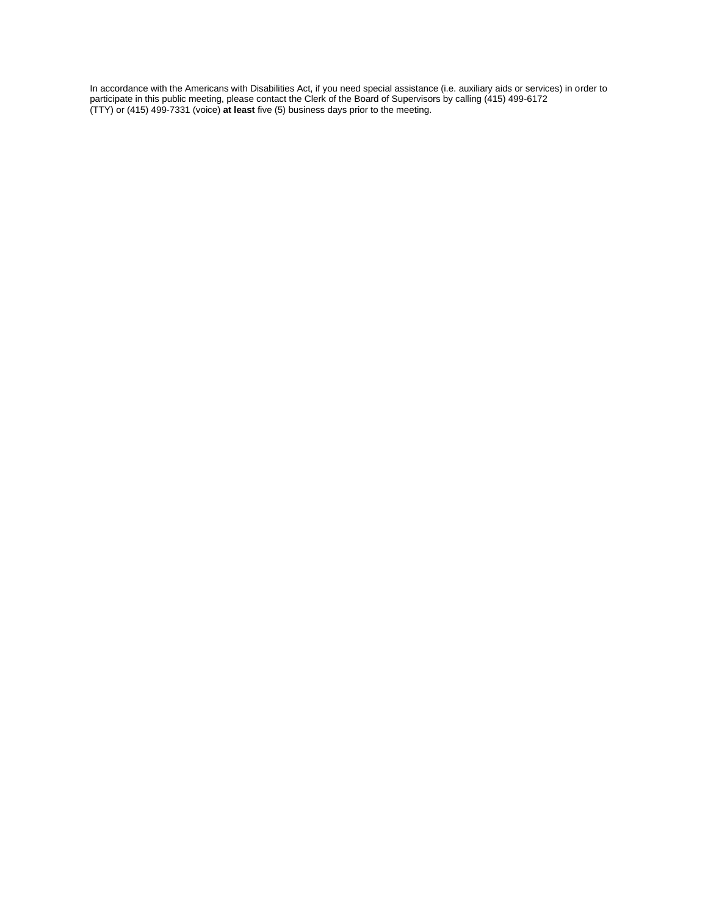In accordance with the Americans with Disabilities Act, if you need special assistance (i.e. auxiliary aids or services) in order to participate in this public meeting, please contact the Clerk of the Board of Supervisors by calling (415) 499-6172 (TTY) or (415) 499-7331 (voice) **at least** five (5) business days prior to the meeting.